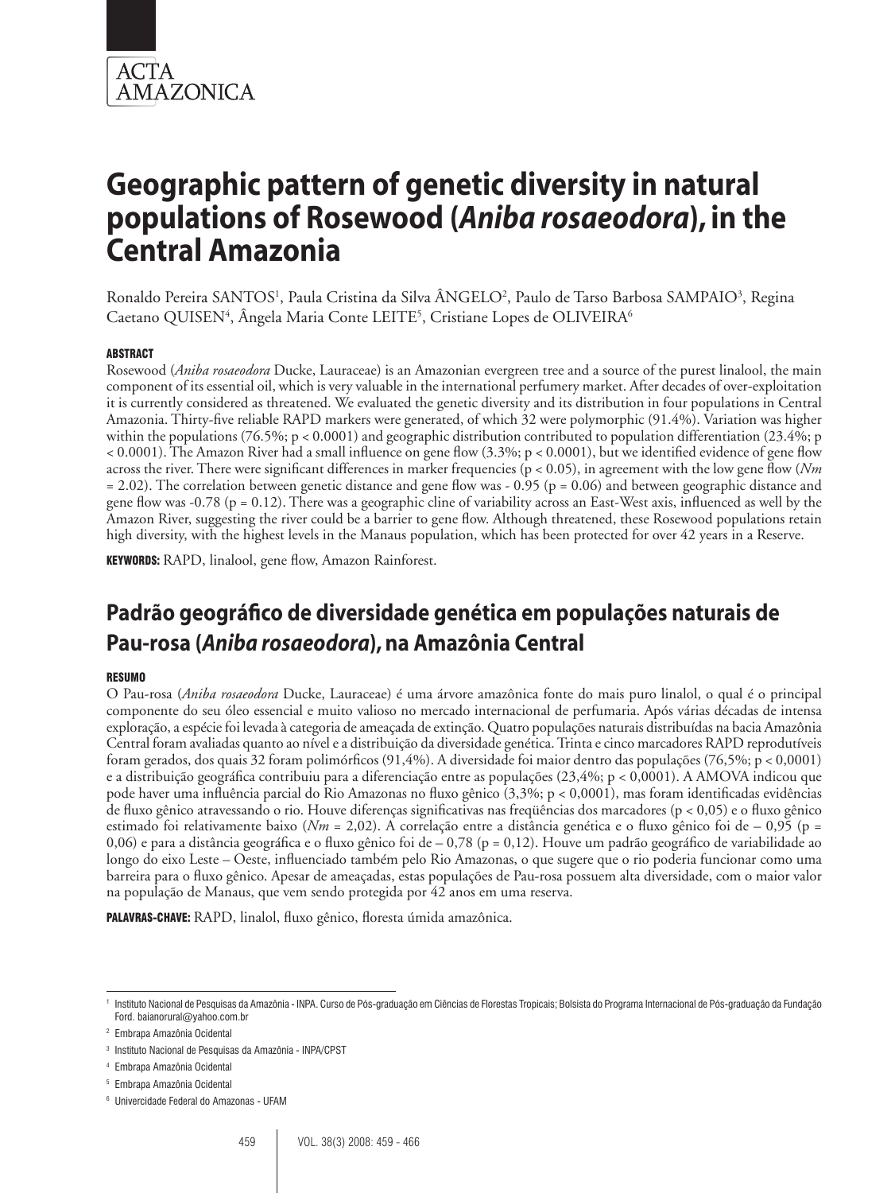# Geographic pattern of genetic diversity in natural populations of Rosewood (*Aniba rosaeodora*), in the Central Amazonia

Ronaldo Pereira SANTOS[1], Paula Cristina da Silva ÂNGELO[2], Paulo de Tarso Barbosa SAMPAIO[3], Regina Caetano QUISEN[4], Ângela Maria Conte LEITE[5], Cristiane Lopes de OLIVEIRA[6]

### ABSTRACT

Rosewood (*Aniba rosaeodora* Ducke, Lauraceae) is an Amazonian evergreen tree and a source of the purest linalool, the main component of its essential oil, which is very valuable in the international perfumery market. After decades of over-exploitation it is currently considered as threatened. We evaluated the genetic diversity and its distribution in four populations in Central Amazonia. Thirty-five reliable RAPD markers were generated, of which 32 were polymorphic (91.4%). Variation was higher within the populations (76.5%; $p < 0.0001$) and geographic distribution contributed to population differentiation (23.4%; $p < 0.0001$). The Amazon River had a small influence on gene flow (3.3%; $p < 0.0001$), but we identified evidence of gene flow across the river. There were significant differences in marker frequencies ($p < 0.05$), in agreement with the low gene flow ($Nm = 2.02$). The correlation between genetic distance and gene flow was - 0.95 ($p = 0.06$) and between geographic distance and gene flow was -0.78 ($p = 0.12$). There was a geographic cline of variability across an East-West axis, influenced as well by the Amazon River, suggesting the river could be a barrier to gene flow. Although threatened, these Rosewood populations retain high diversity, with the highest levels in the Manaus population, which has been protected for over 42 years in a Reserve.

**KEYWORDS:** RAPD, linalool, gene flow, Amazon Rainforest.

## Padrão geográfico de diversidade genética em populações naturais de Pau-rosa (*Aniba rosaeodora*), na Amazônia Central

### RESUMO

O Pau-rosa (*Aniba rosaeodora* Ducke, Lauraceae) é uma árvore amazônica fonte do mais puro linalol, o qual é o principal componente do seu óleo essencial e muito valioso no mercado internacional de perfumaria. Após várias décadas de intensa exploração, a espécie foi levada à categoria de ameaçada de extinção. Quatro populações naturais distribuídas na bacia Amazônia Central foram avaliadas quanto ao nível e a distribuição da diversidade genética. Trinta e cinco marcadores RAPD reprodutíveis foram gerados, dos quais 32 foram polimórficos (91,4%). A diversidade foi maior dentro das populações (76,5%; $p < 0,0001$) e a distribuição geográfica contribuiu para a diferenciação entre as populações (23,4%; $p < 0,0001$). A AMOVA indicou que pode haver uma influência parcial do Rio Amazonas no fluxo gênico (3,3%; $p < 0,0001$), mas foram identificadas evidências de fluxo gênico atravessando o rio. Houve diferenças significativas nas freqüências dos marcadores ($p < 0,05$) e o fluxo gênico estimado foi relativamente baixo ($Nm = 2,02$). A correlação entre a distância genética e o fluxo gênico foi de – 0,95 ($p = 0,06$) e para a distância geográfica e o fluxo gênico foi de – 0,78 ($p = 0,12$). Houve um padrão geográfico de variabilidade ao longo do eixo Leste – Oeste, influenciado também pelo Rio Amazonas, o que sugere que o rio poderia funcionar como uma barreira para o fluxo gênico. Apesar de ameaçadas, estas populações de Pau-rosa possuem alta diversidade, com o maior valor na população de Manaus, que vem sendo protegida por 42 anos em uma reserva.

**PALAVRAS-CHAVE:** RAPD, linalol, fluxo gênico, floresta úmida amazônica.

---

[1] Instituto Nacional de Pesquisas da Amazônia - INPA. Curso de Pós-graduação em Ciências de Florestas Tropicais; Bolsista do Programa Internacional de Pós-graduação da Fundação Ford. baianorural@yahoo.com.br

[2] Embrapa Amazônia Ocidental

[3] Instituto Nacional de Pesquisas da Amazônia - INPA/CPST

[4] Embrapa Amazônia Ocidental

[5] Embrapa Amazônia Ocidental

[6] Univercidade Federal do Amazonas - UFAM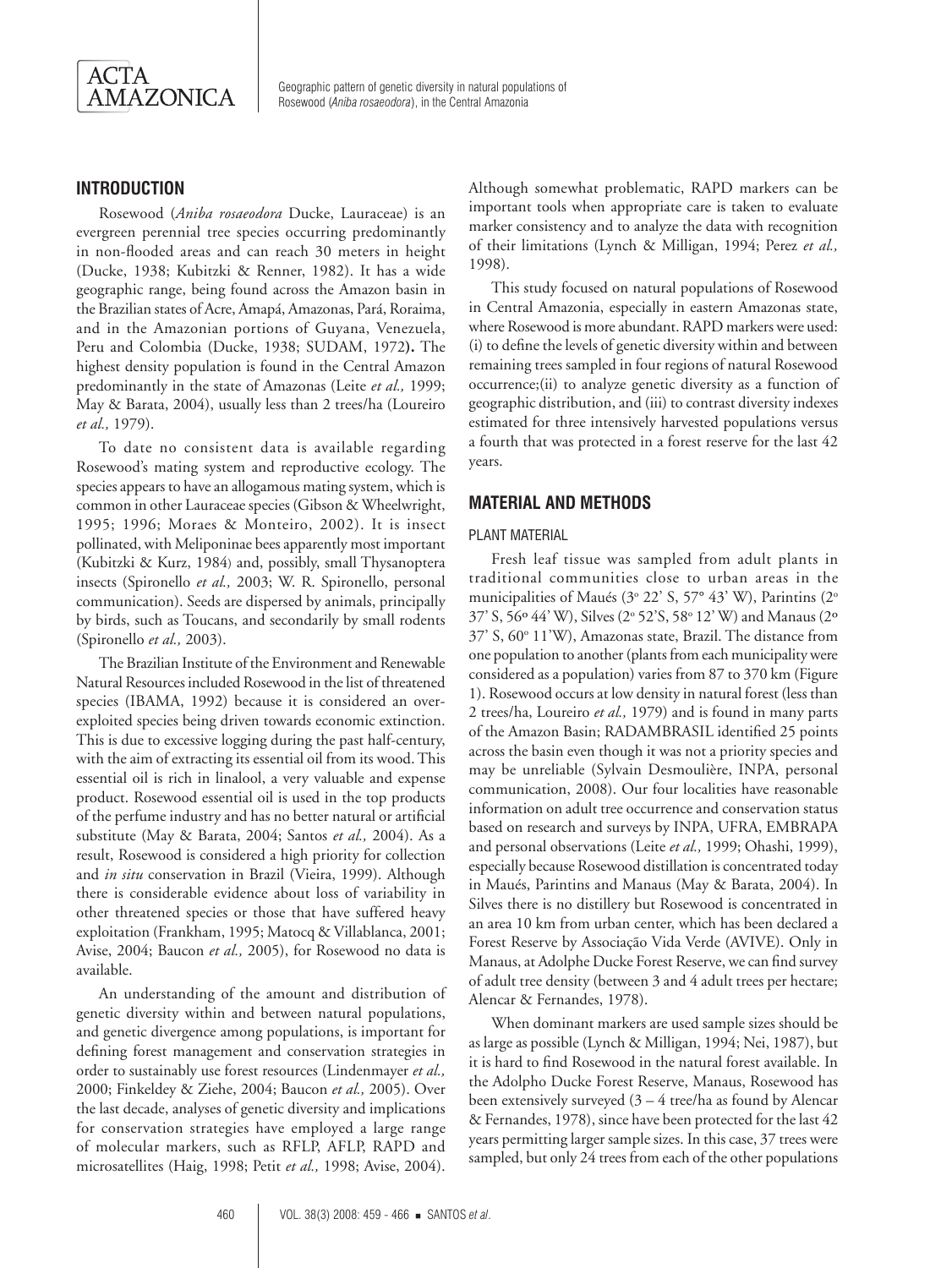## INTRODUCTION

Rosewood (*Aniba rosaeodora* Ducke, Lauraceae) is an evergreen perennial tree species occurring predominantly in non-flooded areas and can reach 30 meters in height (Ducke, 1938; Kubitzki & Renner, 1982). It has a wide geographic range, being found across the Amazon basin in the Brazilian states of Acre, Amapá, Amazonas, Pará, Roraima, and in the Amazonian portions of Guyana, Venezuela, Peru and Colombia (Ducke, 1938; SUDAM, 1972**).** The highest density population is found in the Central Amazon predominantly in the state of Amazonas (Leite *et al.,* 1999; May & Barata, 2004), usually less than 2 trees/ha (Loureiro *et al.,* 1979).

To date no consistent data is available regarding Rosewood's mating system and reproductive ecology. The species appears to have an allogamous mating system, which is common in other Lauraceae species (Gibson & Wheelwright, 1995; 1996; Moraes & Monteiro, 2002). It is insect pollinated, with Meliponinae bees apparently most important (Kubitzki & Kurz, 1984) and, possibly, small Thysanoptera insects (Spironello *et al.,* 2003; W. R. Spironello, personal communication). Seeds are dispersed by animals, principally by birds, such as Toucans, and secondarily by small rodents (Spironello *et al.,* 2003).

The Brazilian Institute of the Environment and Renewable Natural Resources included Rosewood in the list of threatened species (IBAMA, 1992) because it is considered an over-exploited species being driven towards economic extinction. This is due to excessive logging during the past half-century, with the aim of extracting its essential oil from its wood. This essential oil is rich in linalool, a very valuable and expense product. Rosewood essential oil is used in the top products of the perfume industry and has no better natural or artificial substitute (May & Barata, 2004; Santos *et al.,* 2004). As a result, Rosewood is considered a high priority for collection and *in situ* conservation in Brazil (Vieira, 1999). Although there is considerable evidence about loss of variability in other threatened species or those that have suffered heavy exploitation (Frankham, 1995; Matocq & Villablanca, 2001; Avise, 2004; Baucon *et al.,* 2005), for Rosewood no data is available.

An understanding of the amount and distribution of genetic diversity within and between natural populations, and genetic divergence among populations, is important for defining forest management and conservation strategies in order to sustainably use forest resources (Lindenmayer *et al.,* 2000; Finkeldey & Ziehe, 2004; Baucon *et al.,* 2005). Over the last decade, analyses of genetic diversity and implications for conservation strategies have employed a large range of molecular markers, such as RFLP, AFLP, RAPD and microsatellites (Haig, 1998; Petit *et al.,* 1998; Avise, 2004). Although somewhat problematic, RAPD markers can be important tools when appropriate care is taken to evaluate marker consistency and to analyze the data with recognition of their limitations (Lynch & Milligan, 1994; Perez *et al.,* 1998).

This study focused on natural populations of Rosewood in Central Amazonia, especially in eastern Amazonas state, where Rosewood is more abundant. RAPD markers were used: (i) to define the levels of genetic diversity within and between remaining trees sampled in four regions of natural Rosewood occurrence;(ii) to analyze genetic diversity as a function of geographic distribution, and (iii) to contrast diversity indexes estimated for three intensively harvested populations versus a fourth that was protected in a forest reserve for the last 42 years.

## MATERIAL AND METHODS

### PLANT MATERIAL

Fresh leaf tissue was sampled from adult plants in traditional communities close to urban areas in the municipalities of Maués (3º 22' S, 57º 43' W), Parintins (2º 37' S, 56º 44' W), Silves (2º 52'S, 58º 12' W) and Manaus (2º 37' S, 60º 11'W), Amazonas state, Brazil. The distance from one population to another (plants from each municipality were considered as a population) varies from 87 to 370 km (Figure 1). Rosewood occurs at low density in natural forest (less than 2 trees/ha, Loureiro *et al.,* 1979) and is found in many parts of the Amazon Basin; RADAMBRASIL identified 25 points across the basin even though it was not a priority species and may be unreliable (Sylvain Desmoulière, INPA, personal communication, 2008). Our four localities have reasonable information on adult tree occurrence and conservation status based on research and surveys by INPA, UFRA, EMBRAPA and personal observations (Leite *et al.,* 1999; Ohashi, 1999), especially because Rosewood distillation is concentrated today in Maués, Parintins and Manaus (May & Barata, 2004). In Silves there is no distillery but Rosewood is concentrated in an area 10 km from urban center, which has been declared a Forest Reserve by Associação Vida Verde (AVIVE). Only in Manaus, at Adolphe Ducke Forest Reserve, we can find survey of adult tree density (between 3 and 4 adult trees per hectare; Alencar & Fernandes, 1978).

When dominant markers are used sample sizes should be as large as possible (Lynch & Milligan, 1994; Nei, 1987), but it is hard to find Rosewood in the natural forest available. In the Adolpho Ducke Forest Reserve, Manaus, Rosewood has been extensively surveyed (3 – 4 tree/ha as found by Alencar & Fernandes, 1978), since have been protected for the last 42 years permitting larger sample sizes. In this case, 37 trees were sampled, but only 24 trees from each of the other populations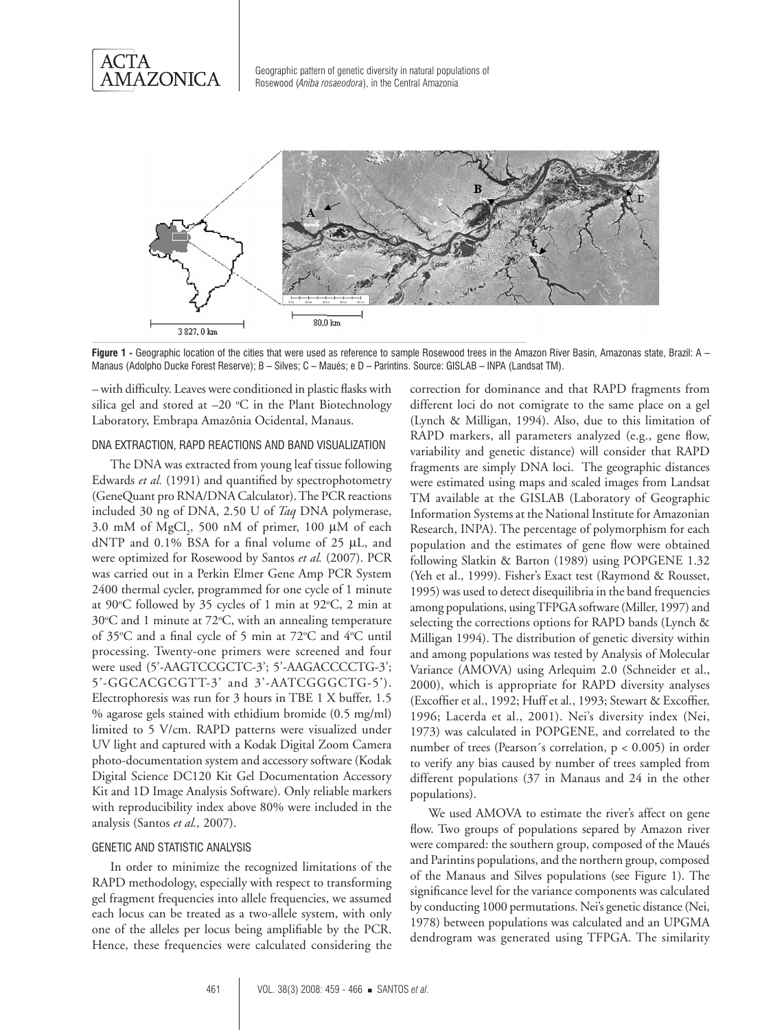**Figure 1 -** Geographic location of the cities that were used as reference to sample Rosewood trees in the Amazon River Basin, Amazonas state, Brazil: A – Manaus (Adolpho Ducke Forest Reserve); B – Silves; C – Maués; e D – Parintins. Source: GISLAB – INPA (Landsat TM).

– with difficulty. Leaves were conditioned in plastic flasks with silica gel and stored at –20 °C in the Plant Biotechnology Laboratory, Embrapa Amazônia Ocidental, Manaus.

### DNA EXTRACTION, RAPD REACTIONS AND BAND VISUALIZATION

The DNA was extracted from young leaf tissue following Edwards *et al.* (1991) and quantified by spectrophotometry (GeneQuant pro RNA/DNA Calculator). The PCR reactions included 30 ng of DNA, 2.50 U of *Taq* DNA polymerase, 3.0 mM of $MgCl_2$, 500 nM of primer, 100 μM of each dNTP and 0.1% BSA for a final volume of 25 μL, and were optimized for Rosewood by Santos *et al.* (2007). PCR was carried out in a Perkin Elmer Gene Amp PCR System 2400 thermal cycler, programmed for one cycle of 1 minute at 90°C followed by 35 cycles of 1 min at 92°C, 2 min at 30°C and 1 minute at 72°C, with an annealing temperature of 35°C and a final cycle of 5 min at 72°C and 4°C until processing. Twenty-one primers were screened and four were used (5'-AAGTCCGCTC-3'; 5'-AAGACCCCTG-3'; 5'-GGCACGCGTT-3' and 3'-AATCGGGCTG-5'). Electrophoresis was run for 3 hours in TBE 1 X buffer, 1.5 % agarose gels stained with ethidium bromide (0.5 mg/ml) limited to 5 V/cm. RAPD patterns were visualized under UV light and captured with a Kodak Digital Zoom Camera photo-documentation system and accessory software (Kodak Digital Science DC120 Kit Gel Documentation Accessory Kit and 1D Image Analysis Software). Only reliable markers with reproducibility index above 80% were included in the analysis (Santos *et al.,* 2007).

### GENETIC AND STATISTIC ANALYSIS

In order to minimize the recognized limitations of the RAPD methodology, especially with respect to transforming gel fragment frequencies into allele frequencies, we assumed each locus can be treated as a two-allele system, with only one of the alleles per locus being amplifiable by the PCR. Hence, these frequencies were calculated considering the correction for dominance and that RAPD fragments from different loci do not comigrate to the same place on a gel (Lynch & Milligan, 1994). Also, due to this limitation of RAPD markers, all parameters analyzed (e.g., gene flow, variability and genetic distance) will consider that RAPD fragments are simply DNA loci. The geographic distances were estimated using maps and scaled images from Landsat TM available at the GISLAB (Laboratory of Geographic Information Systems at the National Institute for Amazonian Research, INPA). The percentage of polymorphism for each population and the estimates of gene flow were obtained following Slatkin & Barton (1989) using POPGENE 1.32 (Yeh et al., 1999). Fisher's Exact test (Raymond & Rousset, 1995) was used to detect disequilibria in the band frequencies among populations, using TFPGA software (Miller, 1997) and selecting the corrections options for RAPD bands (Lynch & Milligan 1994). The distribution of genetic diversity within and among populations was tested by Analysis of Molecular Variance (AMOVA) using Arlequim 2.0 (Schneider et al., 2000), which is appropriate for RAPD diversity analyses (Excoffier et al., 1992; Huff et al., 1993; Stewart & Excoffier, 1996; Lacerda et al., 2001). Nei's diversity index (Nei, 1973) was calculated in POPGENE, and correlated to the number of trees (Pearson´s correlation, $p < 0.005$) in order to verify any bias caused by number of trees sampled from different populations (37 in Manaus and 24 in the other populations).

We used AMOVA to estimate the river's affect on gene flow. Two groups of populations separated by Amazon river were compared: the southern group, composed of the Maués and Parintins populations, and the northern group, composed of the Manaus and Silves populations (see Figure 1). The significance level for the variance components was calculated by conducting 1000 permutations. Nei's genetic distance (Nei, 1978) between populations was calculated and an UPGMA dendrogram was generated using TFPGA. The similarity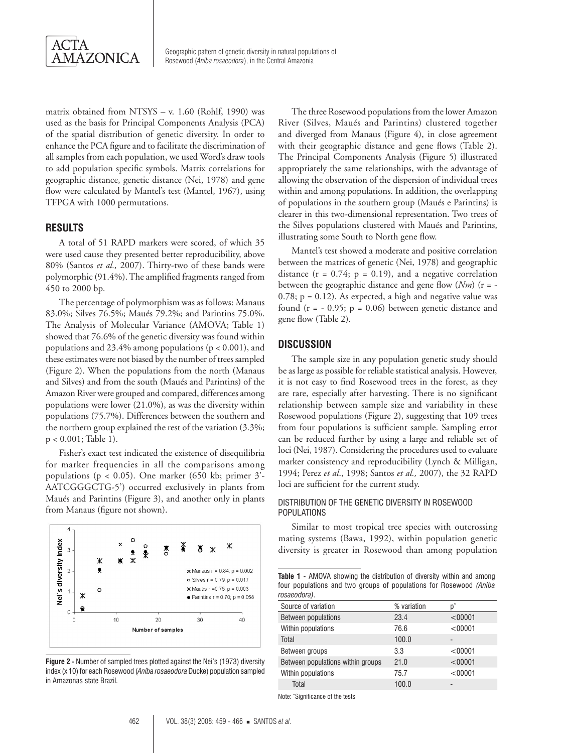matrix obtained from NTSYS – v. 1.60 (Rohlf, 1990) was used as the basis for Principal Components Analysis (PCA) of the spatial distribution of genetic diversity. In order to enhance the PCA figure and to facilitate the discrimination of all samples from each population, we used Word's draw tools to add population specific symbols. Matrix correlations for geographic distance, genetic distance (Nei, 1978) and gene flow were calculated by Mantel's test (Mantel, 1967), using TFPGA with 1000 permutations.

## RESULTS

A total of 51 RAPD markers were scored, of which 35 were used cause they presented better reproducibility, above 80% (Santos *et al.,* 2007). Thirty-two of these bands were polymorphic (91.4%). The amplified fragments ranged from 450 to 2000 bp.

The percentage of polymorphism was as follows: Manaus 83.0%; Silves 76.5%; Maués 79.2%; and Parintins 75.0%. The Analysis of Molecular Variance (AMOVA; Table 1) showed that 76.6% of the genetic diversity was found within populations and 23.4% among populations ($p < 0.001$), and these estimates were not biased by the number of trees sampled (Figure 2). When the populations from the north (Manaus and Silves) and from the south (Maués and Parintins) of the Amazon River were grouped and compared, differences among populations were lower (21.0%), as was the diversity within populations (75.7%). Differences between the southern and the northern group explained the rest of the variation (3.3%; $p < 0.001$; Table 1).

Fisher's exact test indicated the existence of disequilibria for marker frequencies in all the comparisons among populations ($p < 0.05$). One marker (650 kb; primer 3'-AATCGGGCTG-5') occurred exclusively in plants from Maués and Parintins (Figure 3), and another only in plants from Manaus (figure not shown).

**Figure 2 -** Number of sampled trees plotted against the Nei's (1973) diversity index (x 10) for each Rosewood (*Aniba rosaeodora* Ducke) population sampled in Amazonas state Brazil.

The three Rosewood populations from the lower Amazon River (Silves, Maués and Parintins) clustered together and diverged from Manaus (Figure 4), in close agreement with their geographic distance and gene flows (Table 2). The Principal Components Analysis (Figure 5) illustrated appropriately the same relationships, with the advantage of allowing the observation of the dispersion of individual trees within and among populations. In addition, the overlapping of populations in the southern group (Maués e Parintins) is clearer in this two-dimensional representation. Two trees of the Silves populations clustered with Maués and Parintins, illustrating some South to North gene flow.

Mantel's test showed a moderate and positive correlation between the matrices of genetic (Nei, 1978) and geographic distance ($r = 0.74$; $p = 0.19$), and a negative correlation between the geographic distance and gene flow (*Nm*) ($r = -0.78$; $p = 0.12$). As expected, a high and negative value was found ($r = -0.95$; $p = 0.06$) between genetic distance and gene flow (Table 2).

## DISCUSSION

The sample size in any population genetic study should be as large as possible for reliable statistical analysis. However, it is not easy to find Rosewood trees in the forest, as they are rare, especially after harvesting. There is no significant relationship between sample size and variability in these Rosewood populations (Figure 2), suggesting that 109 trees from four populations is sufficient sample. Sampling error can be reduced further by using a large and reliable set of loci (Nei, 1987). Considering the procedures used to evaluate marker consistency and reproducibility (Lynch & Milligan, 1994; Perez *et al*., 1998; Santos *et al.,* 2007), the 32 RAPD loci are sufficient for the current study.

### DISTRIBUTION OF THE GENETIC DIVERSITY IN ROSEWOOD POPULATIONS

Similar to most tropical tree species with outcrossing mating systems (Bawa, 1992), within population genetic diversity is greater in Rosewood than among population

**Table 1** - AMOVA showing the distribution of diversity within and among four populations and two groups of populations for Rosewood *(Aniba rosaeodora)*.

| Source of variation | % variation | p* |
|---|---|---|
| Between populations | 23.4 | <00001 |
| Within populations | 76.6 | <00001 |
| Total | 100.0 | - |
| Between groups | 3.3 | <00001 |
| Between populations within groups | 21.0 | <00001 |
| Within populations | 75.7 | <00001 |
| Total | 100.0 | - |

Note: *Significance of the tests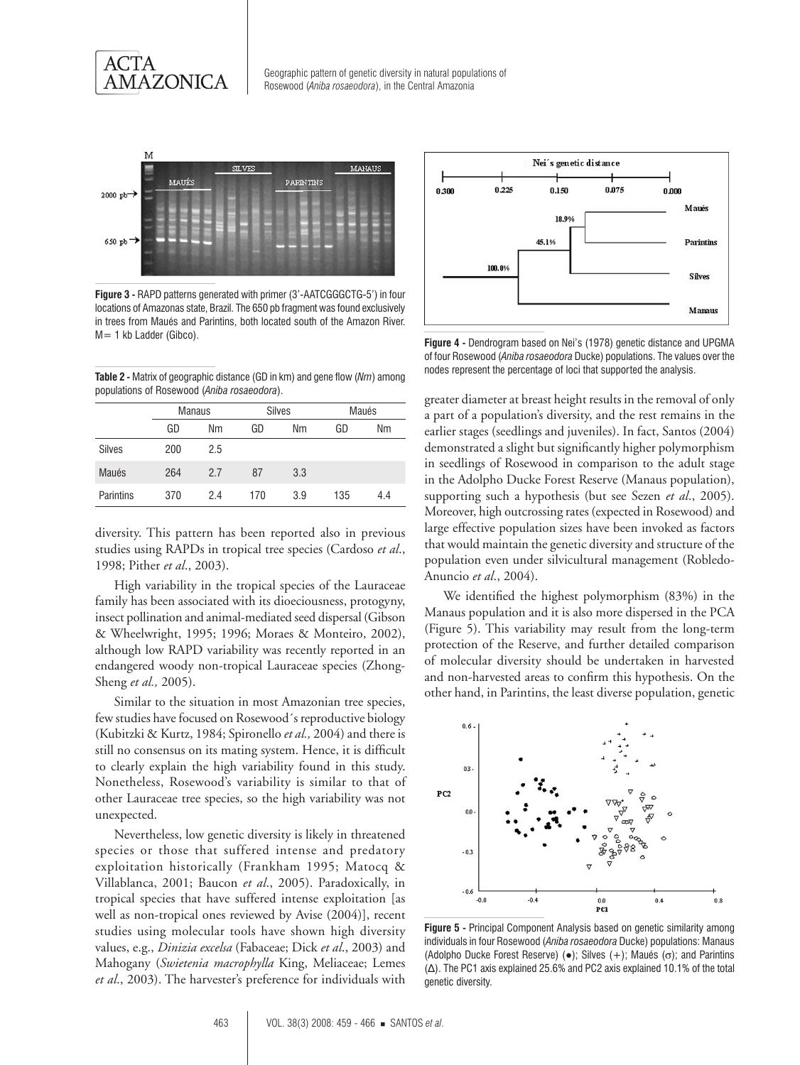**Figure 3 -** RAPD patterns generated with primer (3'-AATCGGGCTG-5') in four locations of Amazonas state, Brazil. The 650 pb fragment was found exclusively in trees from Maués and Parintins, both located south of the Amazon River. M= 1 kb Ladder (Gibco).

**Table 2 -** Matrix of geographic distance (GD in km) and gene flow (*Nm*) among populations of Rosewood (*Aniba rosaeodora*).

| | Manaus | | Silves | | Maués | |
|---|---|---|---|---|---|---|
| | GD | Nm | GD | Nm | GD | Nm |
| Silves | 200 | 2.5 | | | | |
| Maués | 264 | 2.7 | 87 | 3.3 | | |
| Parintins | 370 | 2.4 | 170 | 3.9 | 135 | 4.4 |

diversity. This pattern has been reported also in previous studies using RAPDs in tropical tree species (Cardoso *et al*., 1998; Pither *et al*., 2003).

High variability in the tropical species of the Lauraceae family has been associated with its dioeciousness, protogyny, insect pollination and animal-mediated seed dispersal (Gibson & Wheelwright, 1995; 1996; Moraes & Monteiro, 2002), although low RAPD variability was recently reported in an endangered woody non-tropical Lauraceae species (Zhong-Sheng *et al.,* 2005).

Similar to the situation in most Amazonian tree species, few studies have focused on Rosewood´s reproductive biology (Kubitzki & Kurtz, 1984; Spironello *et al.,* 2004) and there is still no consensus on its mating system. Hence, it is difficult to clearly explain the high variability found in this study. Nonetheless, Rosewood's variability is similar to that of other Lauraceae tree species, so the high variability was not unexpected.

Nevertheless, low genetic diversity is likely in threatened species or those that suffered intense and predatory exploitation historically (Frankham 1995; Matocq & Villablanca, 2001; Baucon *et al*., 2005). Paradoxically, in tropical species that have suffered intense exploitation [as well as non-tropical ones reviewed by Avise (2004)], recent studies using molecular tools have shown high diversity values, e.g., *Dinizia excelsa* (Fabaceae; Dick *et al*., 2003) and Mahogany (*Swietenia macrophylla* King, Meliaceae; Lemes *et al*., 2003). The harvester's preference for individuals with

**Figure 4 -** Dendrogram based on Nei's (1978) genetic distance and UPGMA of four Rosewood (*Aniba rosaeodora* Ducke) populations. The values over the nodes represent the percentage of loci that supported the analysis.

greater diameter at breast height results in the removal of only a part of a population's diversity, and the rest remains in the earlier stages (seedlings and juveniles). In fact, Santos (2004) demonstrated a slight but significantly higher polymorphism in seedlings of Rosewood in comparison to the adult stage in the Adolpho Ducke Forest Reserve (Manaus population), supporting such a hypothesis (but see Sezen *et al*., 2005). Moreover, high outcrossing rates (expected in Rosewood) and large effective population sizes have been invoked as factors that would maintain the genetic diversity and structure of the population even under silvicultural management (Robledo-Anuncio *et al*., 2004).

We identified the highest polymorphism (83%) in the Manaus population and it is also more dispersed in the PCA (Figure 5). This variability may result from the long-term protection of the Reserve, and further detailed comparison of molecular diversity should be undertaken in harvested and non-harvested areas to confirm this hypothesis. On the other hand, in Parintins, the least diverse population, genetic

**Figure 5 -** Principal Component Analysis based on genetic similarity among individuals in four Rosewood (*Aniba rosaeodora* Ducke) populations: Manaus (Adolpho Ducke Forest Reserve) (●); Silves (+); Maués (σ); and Parintins (Δ). The PC1 axis explained 25.6% and PC2 axis explained 10.1% of the total genetic diversity.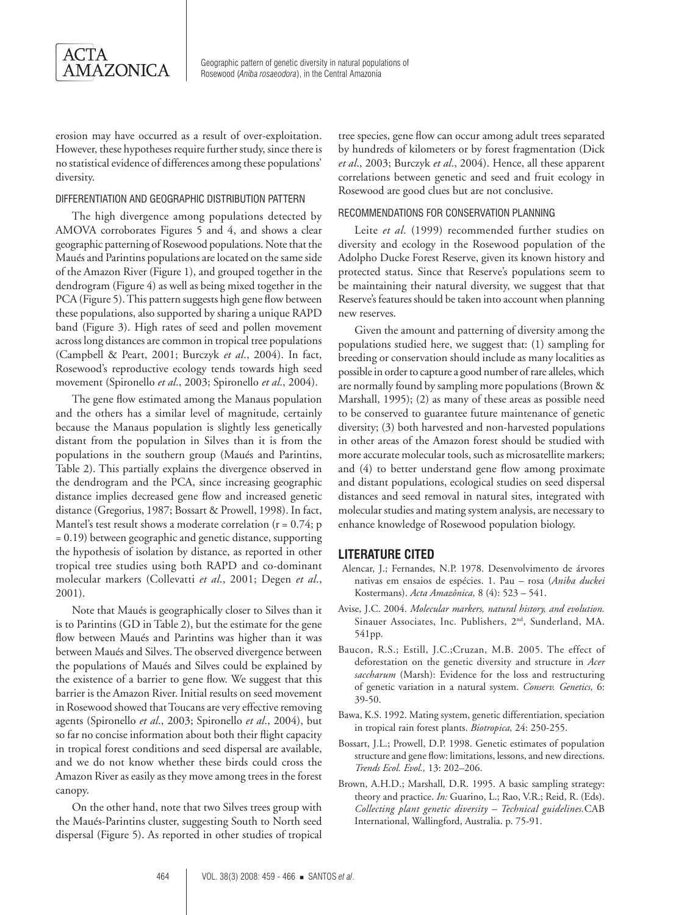erosion may have occurred as a result of over-exploitation. However, these hypotheses require further study, since there is no statistical evidence of differences among these populations' diversity.

### DIFFERENTIATION AND GEOGRAPHIC DISTRIBUTION PATTERN

The high divergence among populations detected by AMOVA corroborates Figures 5 and 4, and shows a clear geographic patterning of Rosewood populations. Note that the Maués and Parintins populations are located on the same side of the Amazon River (Figure 1), and grouped together in the dendrogram (Figure 4) as well as being mixed together in the PCA (Figure 5). This pattern suggests high gene flow between these populations, also supported by sharing a unique RAPD band (Figure 3). High rates of seed and pollen movement across long distances are common in tropical tree populations (Campbell & Peart, 2001; Burczyk *et al*., 2004). In fact, Rosewood's reproductive ecology tends towards high seed movement (Spironello *et al*., 2003; Spironello *et al*., 2004).

The gene flow estimated among the Manaus population and the others has a similar level of magnitude, certainly because the Manaus population is slightly less genetically distant from the population in Silves than it is from the populations in the southern group (Maués and Parintins, Table 2). This partially explains the divergence observed in the dendrogram and the PCA, since increasing geographic distance implies decreased gene flow and increased genetic distance (Gregorius, 1987; Bossart & Prowell, 1998). In fact, Mantel's test result shows a moderate correlation ($r = 0.74$; $p = 0.19$) between geographic and genetic distance, supporting the hypothesis of isolation by distance, as reported in other tropical tree studies using both RAPD and co-dominant molecular markers (Collevatti *et al*., 2001; Degen *et al*., 2001).

Note that Maués is geographically closer to Silves than it is to Parintins (GD in Table 2), but the estimate for the gene flow between Maués and Parintins was higher than it was between Maués and Silves. The observed divergence between the populations of Maués and Silves could be explained by the existence of a barrier to gene flow. We suggest that this barrier is the Amazon River. Initial results on seed movement in Rosewood showed that Toucans are very effective removing agents (Spironello *et al*., 2003; Spironello *et al*., 2004), but so far no concise information about both their flight capacity in tropical forest conditions and seed dispersal are available, and we do not know whether these birds could cross the Amazon River as easily as they move among trees in the forest canopy.

On the other hand, note that two Silves trees group with the Maués-Parintins cluster, suggesting South to North seed dispersal (Figure 5). As reported in other studies of tropical tree species, gene flow can occur among adult trees separated by hundreds of kilometers or by forest fragmentation (Dick *et al*., 2003; Burczyk *et al*., 2004). Hence, all these apparent correlations between genetic and seed and fruit ecology in Rosewood are good clues but are not conclusive.

### RECOMMENDATIONS FOR CONSERVATION PLANNING

Leite *et al*. (1999) recommended further studies on diversity and ecology in the Rosewood population of the Adolpho Ducke Forest Reserve, given its known history and protected status. Since that Reserve's populations seem to be maintaining their natural diversity, we suggest that that Reserve's features should be taken into account when planning new reserves.

Given the amount and patterning of diversity among the populations studied here, we suggest that: (1) sampling for breeding or conservation should include as many localities as possible in order to capture a good number of rare alleles, which are normally found by sampling more populations (Brown & Marshall, 1995); (2) as many of these areas as possible need to be conserved to guarantee future maintenance of genetic diversity; (3) both harvested and non-harvested populations in other areas of the Amazon forest should be studied with more accurate molecular tools, such as microsatellite markers; and (4) to better understand gene flow among proximate and distant populations, ecological studies on seed dispersal distances and seed removal in natural sites, integrated with molecular studies and mating system analysis, are necessary to enhance knowledge of Rosewood population biology.

## LITERATURE CITED

Alencar, J.; Fernandes, N.P. 1978. Desenvolvimento de árvores nativas em ensaios de espécies. 1. Pau – rosa (*Aniba duckei* Kostermans). *Acta Amazônica,* 8 (4): 523 – 541.

Avise, J.C. 2004. *Molecular markers, natural history, and evolution.* Sinauer Associates, Inc. Publishers, 2nd, Sunderland, MA. 541pp.

Baucon, R.S.; Estill, J.C.;Cruzan, M.B. 2005. The effect of deforestation on the genetic diversity and structure in *Acer saccharum* (Marsh): Evidence for the loss and restructuring of genetic variation in a natural system. *Conserv. Genetics,* 6: 39-50.

Bawa, K.S. 1992. Mating system, genetic differentiation, speciation in tropical rain forest plants. *Biotropica,* 24: 250-255.

Bossart, J.L.; Prowell, D.P. 1998. Genetic estimates of population structure and gene flow: limitations, lessons, and new directions. *Trends Ecol. Evol.,* 13: 202–206.

Brown, A.H.D.; Marshall, D.R. 1995. A basic sampling strategy: theory and practice. *In:* Guarino, L.; Rao, V.R.; Reid, R. (Eds). *Collecting plant genetic diversity – Technical guidelines.*CAB International, Wallingford, Australia. p. 75-91.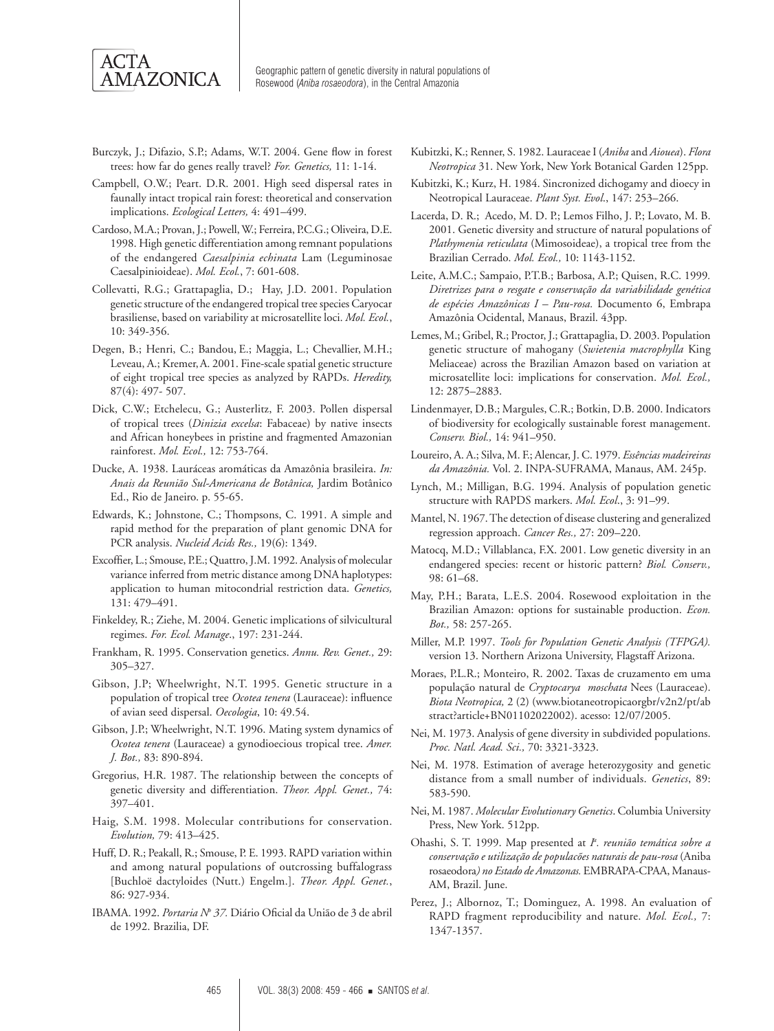Burczyk, J.; Difazio, S.P.; Adams, W.T. 2004. Gene flow in forest trees: how far do genes really travel? *For. Genetics,* 11: 1-14.

Campbell, O.W.; Peart. D.R. 2001. High seed dispersal rates in faunally intact tropical rain forest: theoretical and conservation implications. *Ecological Letters,* 4: 491–499.

Cardoso, M.A.; Provan, J.; Powell, W.; Ferreira, P.C.G.; Oliveira, D.E. 1998. High genetic differentiation among remnant populations of the endangered *Caesalpinia echinata* Lam (Leguminosae Caesalpinioideae). *Mol. Ecol.*, 7: 601-608.

Collevatti, R.G.; Grattapaglia, D.; Hay, J.D. 2001. Population genetic structure of the endangered tropical tree species Caryocar brasiliense, based on variability at microsatellite loci. *Mol. Ecol.*, 10: 349-356.

Degen, B.; Henri, C.; Bandou, E.; Maggia, L.; Chevallier, M.H.; Leveau, A.; Kremer, A. 2001. Fine-scale spatial genetic structure of eight tropical tree species as analyzed by RAPDs. *Heredity,* 87(4): 497- 507.

Dick, C.W.; Etchelecu, G.; Austerlitz, F. 2003. Pollen dispersal of tropical trees (*Dinizia excelsa*: Fabaceae) by native insects and African honeybees in pristine and fragmented Amazonian rainforest. *Mol. Ecol.,* 12: 753-764.

Ducke, A. 1938. Lauráceas aromáticas da Amazônia brasileira. *In: Anais da Reunião Sul-Americana de Botânica,* Jardim Botânico Ed., Rio de Janeiro. p. 55-65.

Edwards, K.; Johnstone, C.; Thompsons, C. 1991. A simple and rapid method for the preparation of plant genomic DNA for PCR analysis. *Nucleid Acids Res.,* 19(6): 1349.

Excoffier, L.; Smouse, P.E.; Quattro, J.M. 1992. Analysis of molecular variance inferred from metric distance among DNA haplotypes: application to human mitocondrial restriction data. *Genetics,* 131: 479–491.

Finkeldey, R.; Ziehe, M. 2004. Genetic implications of silvicultural regimes. *For. Ecol. Manage.*, 197: 231-244.

Frankham, R. 1995. Conservation genetics. *Annu. Rev. Genet.,* 29: 305–327.

Gibson, J.P; Wheelwright, N.T. 1995. Genetic structure in a population of tropical tree *Ocotea tenera* (Lauraceae): influence of avian seed dispersal. *Oecologia*, 10: 49.54.

Gibson, J.P.; Wheelwright, N.T. 1996. Mating system dynamics of *Ocotea tenera* (Lauraceae) a gynodioecious tropical tree. *Amer. J. Bot.,* 83: 890-894.

Gregorius, H.R. 1987. The relationship between the concepts of genetic diversity and differentiation. *Theor. Appl. Genet.,* 74: 397–401.

Haig, S.M. 1998. Molecular contributions for conservation. *Evolution,* 79: 413–425.

Huff, D. R.; Peakall, R.; Smouse, P. E. 1993. RAPD variation within and among natural populations of outcrossing buffalograss [Buchloë dactyloides (Nutt.) Engelm.]. *Theor. Appl. Genet.*, 86: 927-934.

IBAMA. 1992. *Portaria Nº 37.* Diário Oficial da União de 3 de abril de 1992. Brazilia, DF.

Kubitzki, K.; Renner, S. 1982. Lauraceae I (*Aniba* and *Aiouea*). *Flora Neotropica* 31. New York, New York Botanical Garden 125pp.

Kubitzki, K.; Kurz, H. 1984. Sincronized dichogamy and dioecy in Neotropical Lauraceae. *Plant Syst. Evol.*, 147: 253–266.

Lacerda, D. R.; Acedo, M. D. P.; Lemos Filho, J. P.; Lovato, M. B. 2001. Genetic diversity and structure of natural populations of *Plathymenia reticulata* (Mimosoideae), a tropical tree from the Brazilian Cerrado. *Mol. Ecol.,* 10: 1143-1152.

Leite, A.M.C.; Sampaio, P.T.B.; Barbosa, A.P.; Quisen, R.C. 1999. *Diretrizes para o resgate e conservação da variabilidade genética de espécies Amazônicas I – Pau-rosa.* Documento 6, Embrapa Amazônia Ocidental, Manaus, Brazil. 43pp.

Lemes, M.; Gribel, R.; Proctor, J.; Grattapaglia, D. 2003. Population genetic structure of mahogany (*Swietenia macrophylla* King Meliaceae) across the Brazilian Amazon based on variation at microsatellite loci: implications for conservation. *Mol. Ecol.,* 12: 2875–2883.

Lindenmayer, D.B.; Margules, C.R.; Botkin, D.B. 2000. Indicators of biodiversity for ecologically sustainable forest management. *Conserv. Biol.,* 14: 941–950.

Loureiro, A. A.; Silva, M. F.; Alencar, J. C. 1979. *Essências madeireiras da Amazônia.* Vol. 2. INPA-SUFRAMA, Manaus, AM. 245p.

Lynch, M.; Milligan, B.G. 1994. Analysis of population genetic structure with RAPDS markers. *Mol. Ecol.*, 3: 91–99.

Mantel, N. 1967. The detection of disease clustering and generalized regression approach. *Cancer Res.,* 27: 209–220.

Matocq, M.D.; Villablanca, F.X. 2001. Low genetic diversity in an endangered species: recent or historic pattern? *Biol. Conserv.,* 98: 61–68.

May, P.H.; Barata, L.E.S. 2004. Rosewood exploitation in the Brazilian Amazon: options for sustainable production. *Econ. Bot.,* 58: 257-265.

Miller, M.P. 1997. *Tools for Population Genetic Analysis (TFPGA).* version 13. Northern Arizona University, Flagstaff Arizona.

Moraes, P.L.R.; Monteiro, R. 2002. Taxas de cruzamento em uma população natural de *Cryptocarya moschata* Nees (Lauraceae). *Biota Neotropica,* 2 (2) (www.biotaneotropicaorgbr/v2n2/pt/abstract?article+BN01102022002). acesso: 12/07/2005.

Nei, M. 1973. Analysis of gene diversity in subdivided populations. *Proc. Natl. Acad. Sci.,* 70: 3321-3323.

Nei, M. 1978. Estimation of average heterozygosity and genetic distance from a small number of individuals. *Genetics*, 89: 583-590.

Nei, M. 1987. *Molecular Evolutionary Genetics*. Columbia University Press, New York. 512pp.

Ohashi, S. T. 1999. Map presented at *Iª. reunião temática sobre a conservação e utilização de populacões naturais de pau-rosa* (Aniba rosaeodora*) no Estado de Amazonas.* EMBRAPA-CPAA, Manaus-AM, Brazil. June.

Perez, J.; Albornoz, T.; Dominguez, A. 1998. An evaluation of RAPD fragment reproducibility and nature. *Mol. Ecol.,* 7: 1347-1357.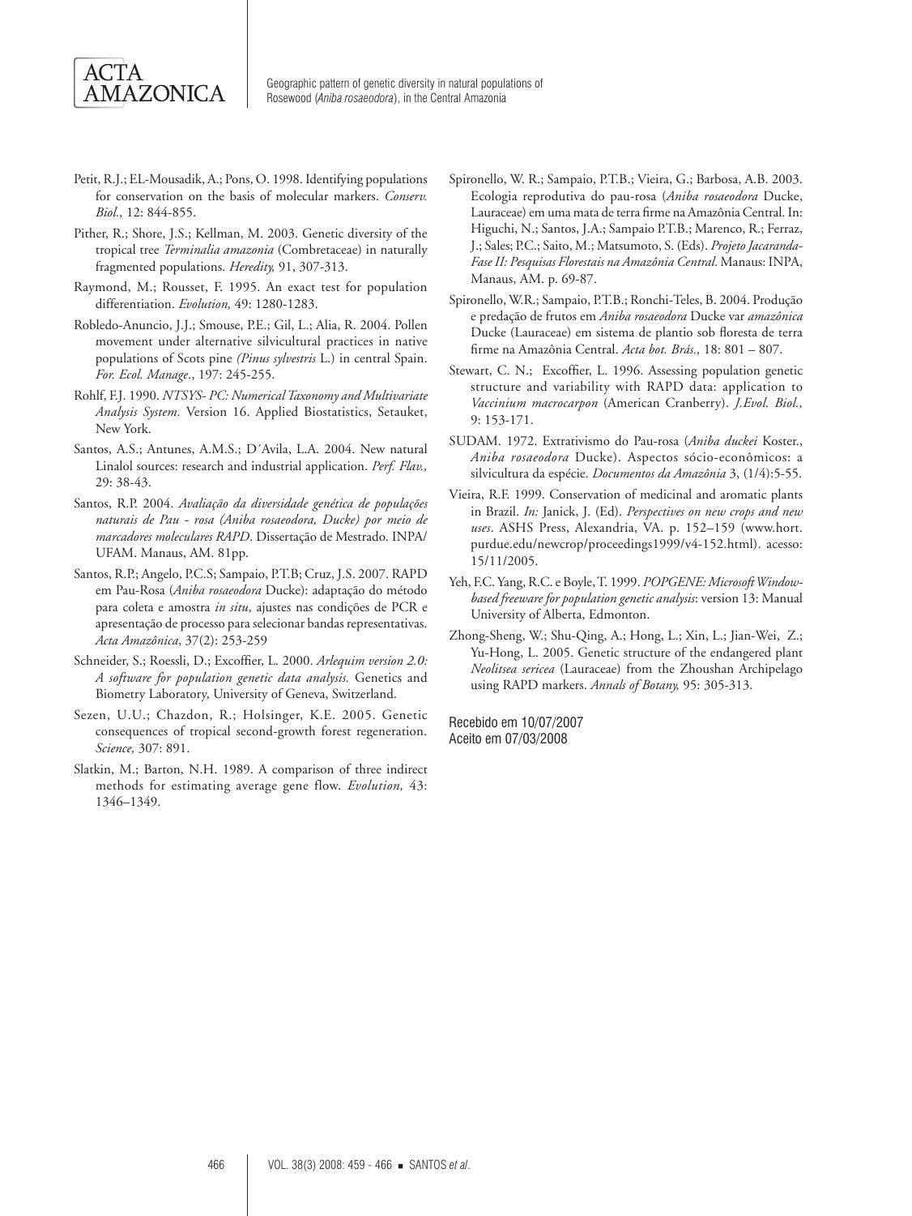Petit, R.J.; EL-Mousadik, A.; Pons, O. 1998. Identifying populations for conservation on the basis of molecular markers. *Conserv. Biol.,* 12: 844-855.

Pither, R.; Shore, J.S.; Kellman, M. 2003. Genetic diversity of the tropical tree *Terminalia amazonia* (Combretaceae) in naturally fragmented populations. *Heredity,* 91, 307-313.

Raymond, M.; Rousset, F. 1995. An exact test for population differentiation. *Evolution,* 49: 1280-1283.

Robledo-Anuncio, J.J.; Smouse, P.E.; Gil, L.; Alia, R. 2004. Pollen movement under alternative silvicultural practices in native populations of Scots pine *(Pinus sylvestris* L.) in central Spain. *For. Ecol. Manage*., 197: 245-255.

Rohlf, F.J. 1990. *NTSYS- PC: Numerical Taxonomy and Multivariate Analysis System.* Version 16. Applied Biostatistics, Setauket, New York.

Santos, A.S.; Antunes, A.M.S.; D´Avila, L.A. 2004. New natural Linalol sources: research and industrial application. *Perf. Flav.,* 29: 38-43.

Santos, R.P. 2004. *Avaliação da diversidade genética de populações naturais de Pau - rosa (Aniba rosaeodora, Ducke) por meio de marcadores moleculares RAPD*. Dissertação de Mestrado. INPA/UFAM. Manaus, AM. 81pp.

Santos, R.P.; Angelo, P.C.S; Sampaio, P.T.B; Cruz, J.S. 2007. RAPD em Pau-Rosa (*Aniba rosaeodora* Ducke): adaptação do método para coleta e amostra *in situ*, ajustes nas condições de PCR e apresentação de processo para selecionar bandas representativas. *Acta Amazônica*, 37(2): 253-259

Schneider, S.; Roessli, D.; Excoffier, L. 2000. *Arlequim version 2.0: A software for population genetic data analysis.* Genetics and Biometry Laboratory, University of Geneva, Switzerland.

Sezen, U.U.; Chazdon, R.; Holsinger, K.E. 2005. Genetic consequences of tropical second-growth forest regeneration. *Science,* 307: 891.

Slatkin, M.; Barton, N.H. 1989. A comparison of three indirect methods for estimating average gene flow. *Evolution,* 43: 1346–1349.

Spironello, W. R.; Sampaio, P.T.B.; Vieira, G.; Barbosa, A.B. 2003. Ecologia reprodutiva do pau-rosa (*Aniba rosaeodora* Ducke, Lauraceae) em uma mata de terra firme na Amazônia Central. In: Higuchi, N.; Santos, J.A.; Sampaio P.T.B.; Marenco, R.; Ferraz, J.; Sales; P.C.; Saito, M.; Matsumoto, S. (Eds). *Projeto Jacaranda-Fase II: Pesquisas Florestais na Amazônia Central*. Manaus: INPA, Manaus, AM. p. 69-87.

Spironello, W.R.; Sampaio, P.T.B.; Ronchi-Teles, B. 2004. Produção e predação de frutos em *Aniba rosaeodora* Ducke var *amazônica* Ducke (Lauraceae) em sistema de plantio sob floresta de terra firme na Amazônia Central. *Acta bot. Brás.,* 18: 801 – 807.

Stewart, C. N.; Excoffier, L. 1996. Assessing population genetic structure and variability with RAPD data: application to *Vaccinium macrocarpon* (American Cranberry). *J.Evol. Biol.,* 9: 153-171.

SUDAM. 1972. Extrativismo do Pau-rosa (*Aniba duckei* Koster., *Aniba rosaeodora* Ducke). Aspectos sócio-econômicos: a silvicultura da espécie. *Documentos da Amazônia* 3, (1/4):5-55.

Vieira, R.F. 1999. Conservation of medicinal and aromatic plants in Brazil. *In:* Janick, J. (Ed). *Perspectives on new crops and new uses*. ASHS Press, Alexandria, VA. p. 152–159 (www.hort.purdue.edu/newcrop/proceedings1999/v4-152.html). acesso: 15/11/2005.

Yeh, F.C. Yang, R.C. e Boyle, T. 1999. *POPGENE: Microsoft Window-based freeware for population genetic analysis*: version 13: Manual University of Alberta, Edmonton.

Zhong-Sheng, W.; Shu-Qing, A.; Hong, L.; Xin, L.; Jian-Wei, Z.; Yu-Hong, L. 2005. Genetic structure of the endangered plant *Neolitsea sericea* (Lauraceae) from the Zhoushan Archipelago using RAPD markers. *Annals of Botany,* 95: 305-313.

Recebido em 10/07/2007
Aceito em 07/03/2008